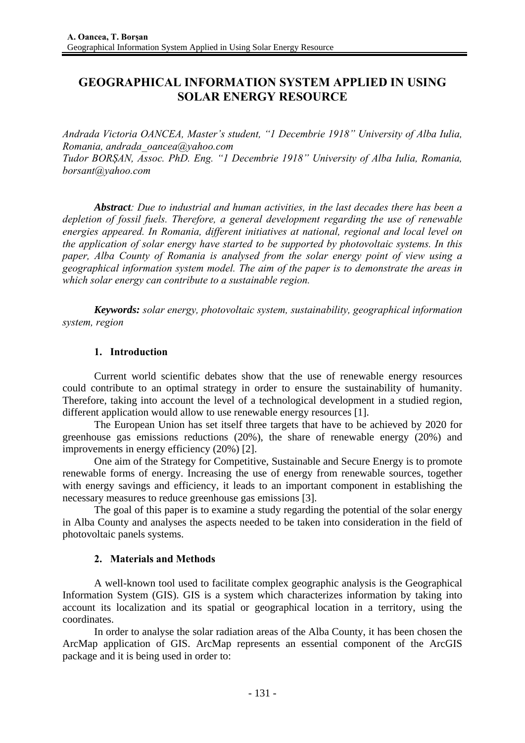# GEOGRAPHICAL INFORMATION SYSTEM APPLIED IN USING SOLAR ENERGY RESOURCE

*Andrada Victoria OANCEA, Master's student, "1 Decembrie 1918" University of Alba Iulia, Romania, andrada_oancea@yahoo.com*
*Tudor BORȘAN, Assoc. PhD. Eng. "1 Decembrie 1918" University of Alba Iulia, Romania, borsant@yahoo.com*

***Abstract**: Due to industrial and human activities, in the last decades there has been a depletion of fossil fuels. Therefore, a general development regarding the use of renewable energies appeared. In Romania, different initiatives at national, regional and local level on the application of solar energy have started to be supported by photovoltaic systems. In this paper, Alba County of Romania is analysed from the solar energy point of view using a geographical information system model. The aim of the paper is to demonstrate the areas in which solar energy can contribute to a sustainable region.*

***Keywords:** solar energy, photovoltaic system, sustainability, geographical information system, region*

## 1. Introduction

Current world scientific debates show that the use of renewable energy resources could contribute to an optimal strategy in order to ensure the sustainability of humanity. Therefore, taking into account the level of a technological development in a studied region, different application would allow to use renewable energy resources [1].

The European Union has set itself three targets that have to be achieved by 2020 for greenhouse gas emissions reductions (20%), the share of renewable energy (20%) and improvements in energy efficiency (20%) [2].

One aim of the Strategy for Competitive, Sustainable and Secure Energy is to promote renewable forms of energy. Increasing the use of energy from renewable sources, together with energy savings and efficiency, it leads to an important component in establishing the necessary measures to reduce greenhouse gas emissions [3].

The goal of this paper is to examine a study regarding the potential of the solar energy in Alba County and analyses the aspects needed to be taken into consideration in the field of photovoltaic panels systems.

## 2. Materials and Methods

A well-known tool used to facilitate complex geographic analysis is the Geographical Information System (GIS). GIS is a system which characterizes information by taking into account its localization and its spatial or geographical location in a territory, using the coordinates.

In order to analyse the solar radiation areas of the Alba County, it has been chosen the ArcMap application of GIS. ArcMap represents an essential component of the ArcGIS package and it is being used in order to: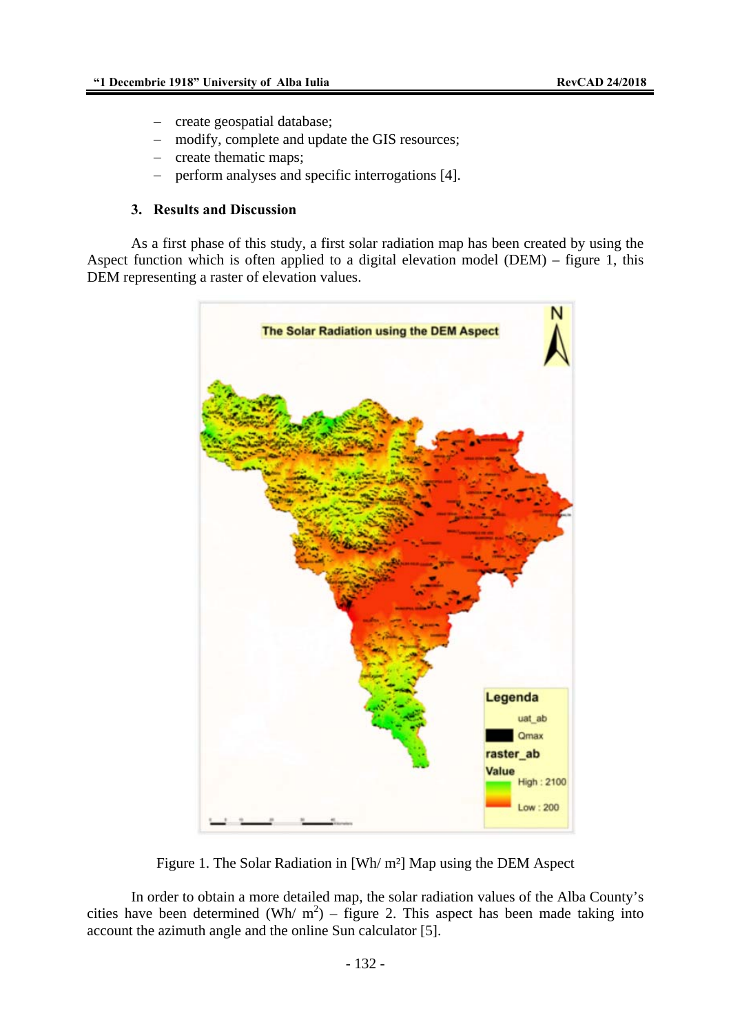- create geospatial database;
- modify, complete and update the GIS resources;
- create thematic maps;
- perform analyses and specific interrogations [4].

## 3. Results and Discussion

As a first phase of this study, a first solar radiation map has been created by using the Aspect function which is often applied to a digital elevation model (DEM) – figure 1, this DEM representing a raster of elevation values.

Figure 1. The Solar Radiation in [Wh/ m²] Map using the DEM Aspect

In order to obtain a more detailed map, the solar radiation values of the Alba County's cities have been determined (Wh/ $m^2$) – figure 2. This aspect has been made taking into account the azimuth angle and the online Sun calculator [5].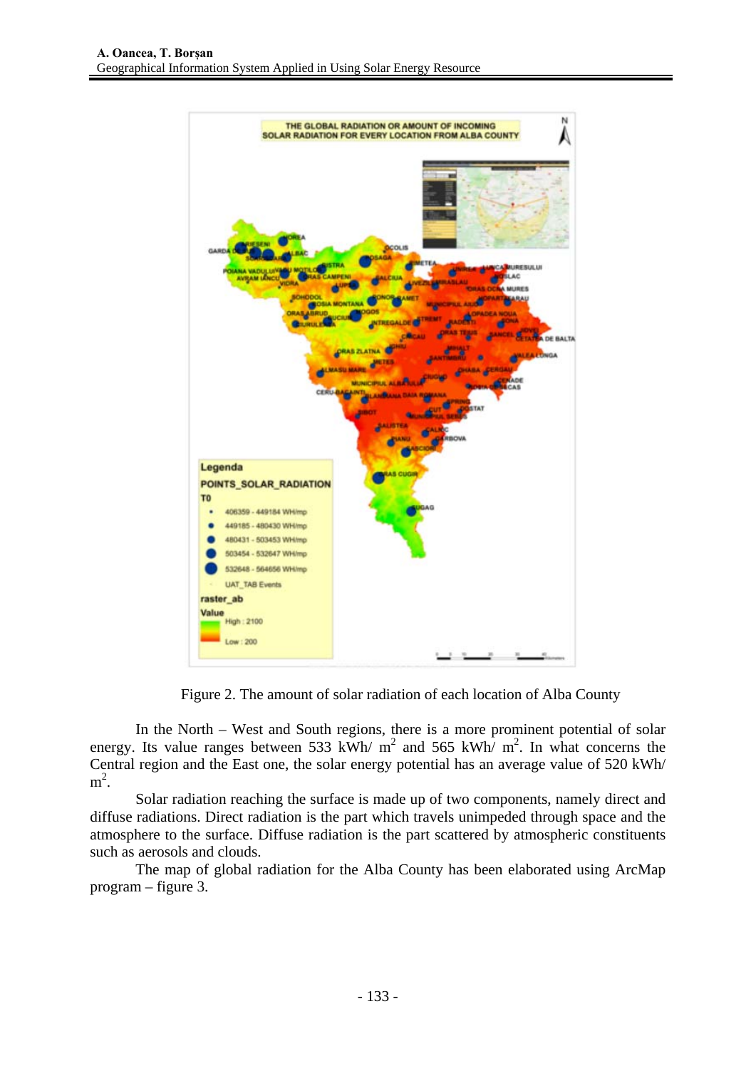Figure 2. The amount of solar radiation of each location of Alba County

In the North – West and South regions, there is a more prominent potential of solar energy. Its value ranges between 533 kWh/ $m^2$ and 565 kWh/ $m^2$. In what concerns the Central region and the East one, the solar energy potential has an average value of 520 kWh/ $m^2$.

Solar radiation reaching the surface is made up of two components, namely direct and diffuse radiations. Direct radiation is the part which travels unimpeded through space and the atmosphere to the surface. Diffuse radiation is the part scattered by atmospheric constituents such as aerosols and clouds.

The map of global radiation for the Alba County has been elaborated using ArcMap program – figure 3.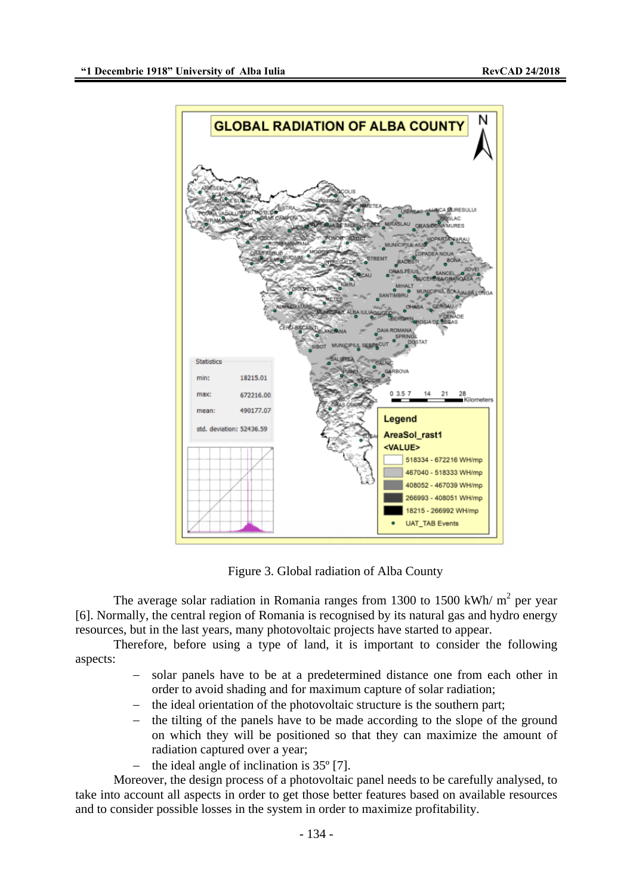Figure 3. Global radiation of Alba County

The average solar radiation in Romania ranges from 1300 to 1500 kWh/ $m^2$ per year [6]. Normally, the central region of Romania is recognised by its natural gas and hydro energy resources, but in the last years, many photovoltaic projects have started to appear.

Therefore, before using a type of land, it is important to consider the following aspects:

- solar panels have to be at a predetermined distance one from each other in order to avoid shading and for maximum capture of solar radiation;
- the ideal orientation of the photovoltaic structure is the southern part;
- the tilting of the panels have to be made according to the slope of the ground on which they will be positioned so that they can maximize the amount of radiation captured over a year;
- the ideal angle of inclination is 35º [7].

Moreover, the design process of a photovoltaic panel needs to be carefully analysed, to take into account all aspects in order to get those better features based on available resources and to consider possible losses in the system in order to maximize profitability.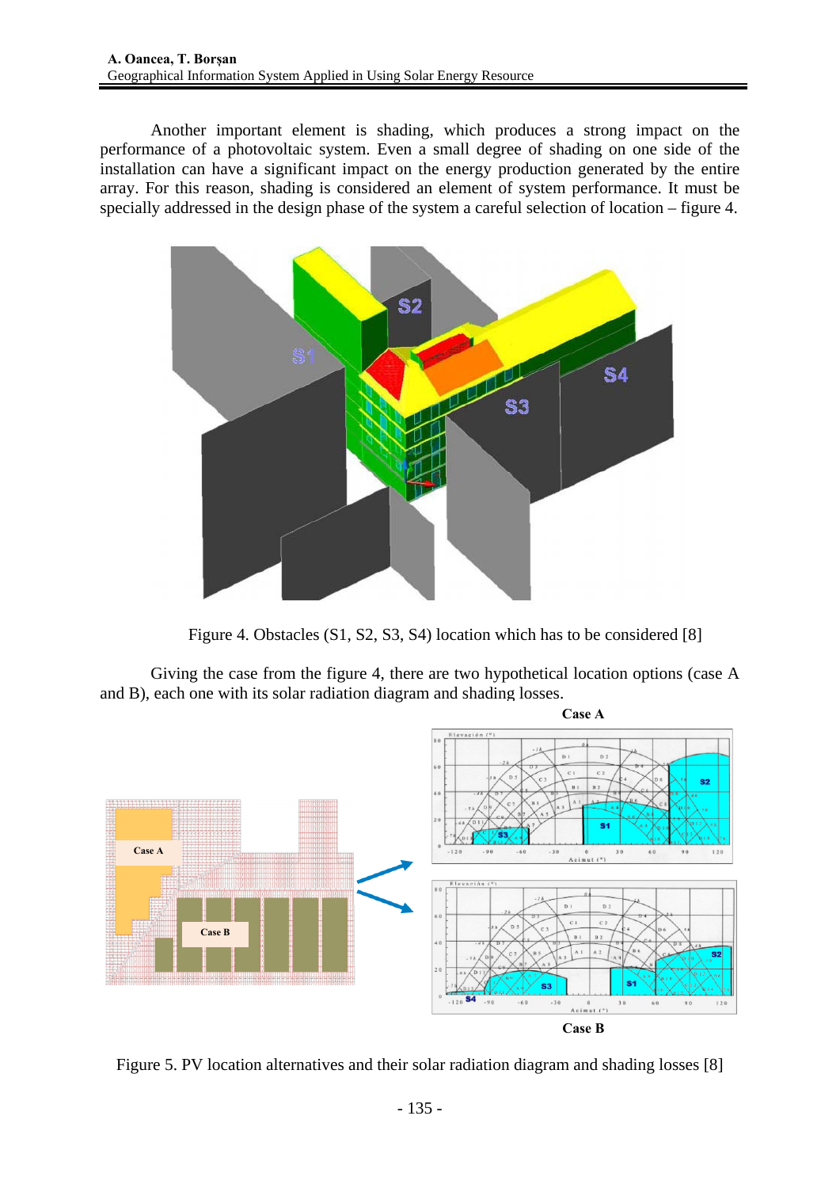Another important element is shading, which produces a strong impact on the performance of a photovoltaic system. Even a small degree of shading on one side of the installation can have a significant impact on the energy production generated by the entire array. For this reason, shading is considered an element of system performance. It must be specially addressed in the design phase of the system a careful selection of location – figure 4.

Figure 4. Obstacles (S1, S2, S3, S4) location which has to be considered [8]

Giving the case from the figure 4, there are two hypothetical location options (case A and B), each one with its solar radiation diagram and shading losses.

Figure 5. PV location alternatives and their solar radiation diagram and shading losses [8]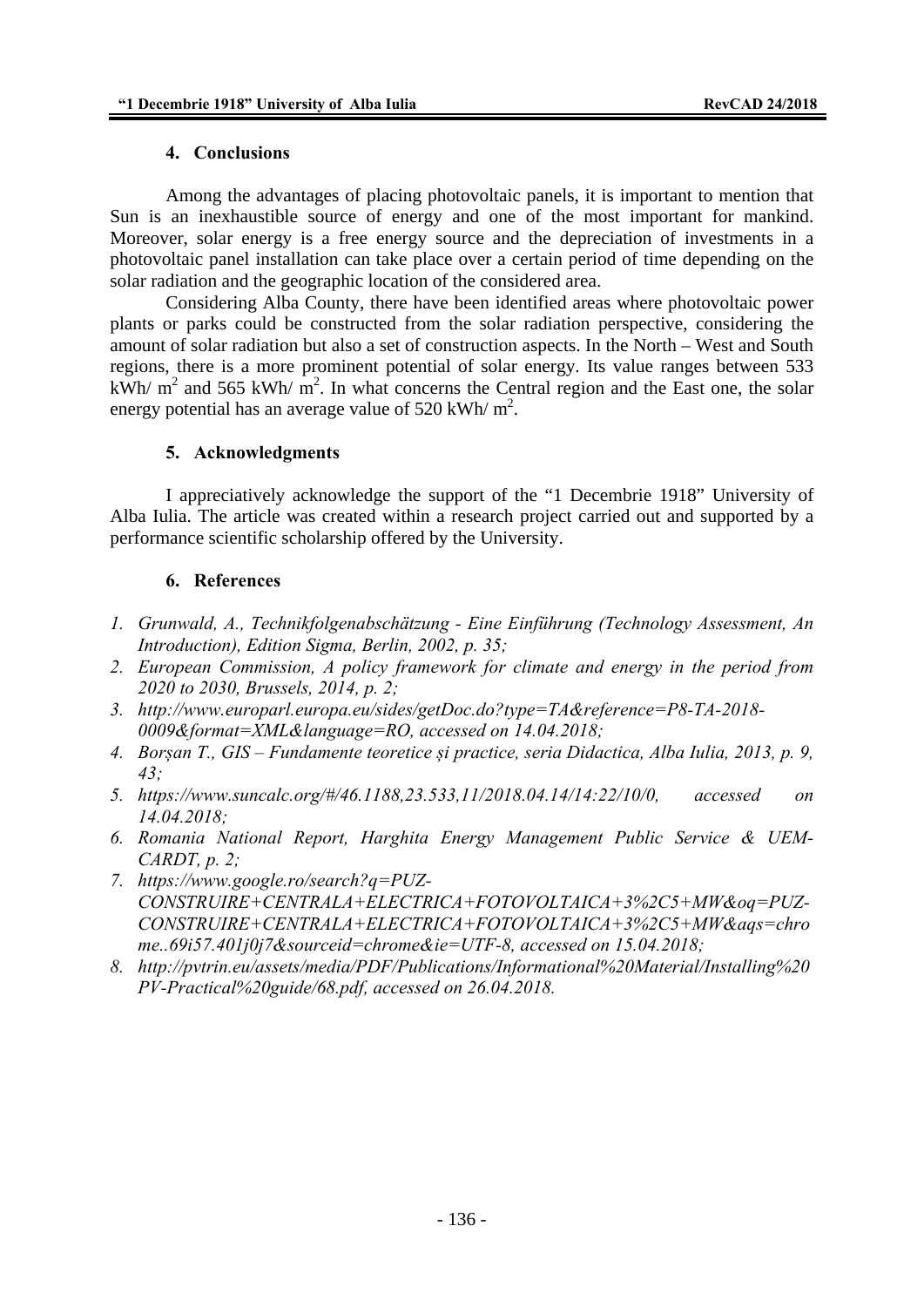## 4. Conclusions

Among the advantages of placing photovoltaic panels, it is important to mention that Sun is an inexhaustible source of energy and one of the most important for mankind. Moreover, solar energy is a free energy source and the depreciation of investments in a photovoltaic panel installation can take place over a certain period of time depending on the solar radiation and the geographic location of the considered area.

Considering Alba County, there have been identified areas where photovoltaic power plants or parks could be constructed from the solar radiation perspective, considering the amount of solar radiation but also a set of construction aspects. In the North – West and South regions, there is a more prominent potential of solar energy. Its value ranges between 533 kWh/ $m^2$ and 565 kWh/ $m^2$. In what concerns the Central region and the East one, the solar energy potential has an average value of 520 kWh/ $m^2$.

## 5. Acknowledgments

I appreciatively acknowledge the support of the "1 Decembrie 1918" University of Alba Iulia. The article was created within a research project carried out and supported by a performance scientific scholarship offered by the University.

## 6. References

1. *Grunwald, A., Technikfolgenabschätzung - Eine Einführung (Technology Assessment, An Introduction), Edition Sigma, Berlin, 2002, p. 35;*
2. *European Commission, A policy framework for climate and energy in the period from 2020 to 2030, Brussels, 2014, p. 2;*
3. *http://www.europarl.europa.eu/sides/getDoc.do?type=TA&reference=P8-TA-2018-0009&format=XML&language=RO, accessed on 14.04.2018;*
4. *Borșan T., GIS – Fundamente teoretice și practice, seria Didactica, Alba Iulia, 2013, p. 9, 43;*
5. *https://www.suncalc.org/#/46.1188,23.533,11/2018.04.14/14:22/10/0, accessed on 14.04.2018;*
6. *Romania National Report, Harghita Energy Management Public Service & UEM-CARDT, p. 2;*
7. *https://www.google.ro/search?q=PUZ-CONSTRUIRE+CENTRALA+ELECTRICA+FOTOVOLTAICA+3%2C5+MW&oq=PUZ-CONSTRUIRE+CENTRALA+ELECTRICA+FOTOVOLTAICA+3%2C5+MW&aqs=chrome..69i57.401j0j7&sourceid=chrome&ie=UTF-8, accessed on 15.04.2018;*
8. *http://pvtrin.eu/assets/media/PDF/Publications/Informational%20Material/Installing%20PV-Practical%20guide/68.pdf, accessed on 26.04.2018.*